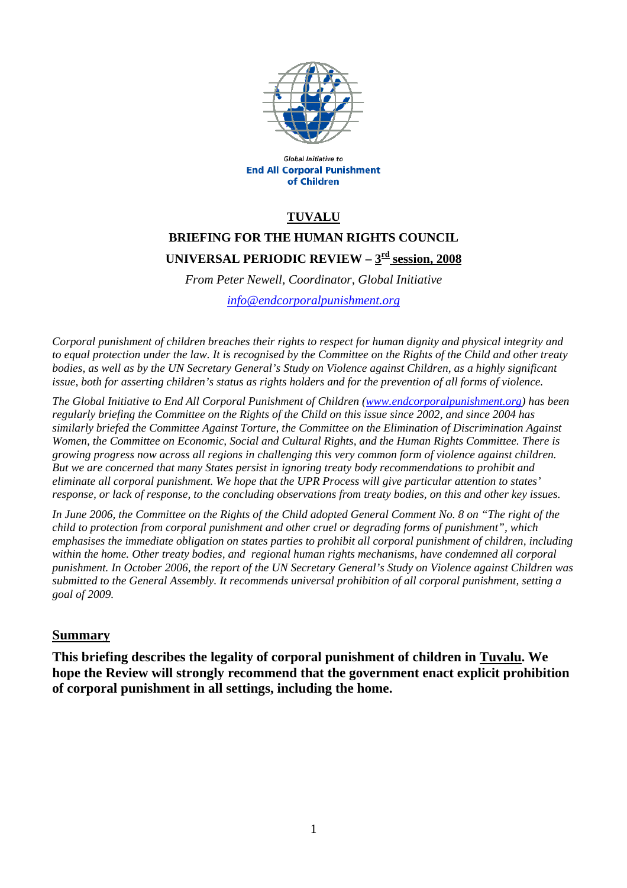Global Initiative to
**End All Corporal Punishment of Children**

# TUVALU

## BRIEFING FOR THE HUMAN RIGHTS COUNCIL

## UNIVERSAL PERIODIC REVIEW – 3rd session, 2008

*From Peter Newell, Coordinator, Global Initiative*

*info@endcorporalpunishment.org*

*Corporal punishment of children breaches their rights to respect for human dignity and physical integrity and to equal protection under the law. It is recognised by the Committee on the Rights of the Child and other treaty bodies, as well as by the UN Secretary General's Study on Violence against Children, as a highly significant issue, both for asserting children's status as rights holders and for the prevention of all forms of violence.*

*The Global Initiative to End All Corporal Punishment of Children (www.endcorporalpunishment.org) has been regularly briefing the Committee on the Rights of the Child on this issue since 2002, and since 2004 has similarly briefed the Committee Against Torture, the Committee on the Elimination of Discrimination Against Women, the Committee on Economic, Social and Cultural Rights, and the Human Rights Committee. There is growing progress now across all regions in challenging this very common form of violence against children. But we are concerned that many States persist in ignoring treaty body recommendations to prohibit and eliminate all corporal punishment. We hope that the UPR Process will give particular attention to states' response, or lack of response, to the concluding observations from treaty bodies, on this and other key issues.*

*In June 2006, the Committee on the Rights of the Child adopted General Comment No. 8 on "The right of the child to protection from corporal punishment and other cruel or degrading forms of punishment", which emphasises the immediate obligation on states parties to prohibit all corporal punishment of children, including within the home. Other treaty bodies, and regional human rights mechanisms, have condemned all corporal punishment. In October 2006, the report of the UN Secretary General's Study on Violence against Children was submitted to the General Assembly. It recommends universal prohibition of all corporal punishment, setting a goal of 2009.*

## Summary

**This briefing describes the legality of corporal punishment of children in Tuvalu. We hope the Review will strongly recommend that the government enact explicit prohibition of corporal punishment in all settings, including the home.**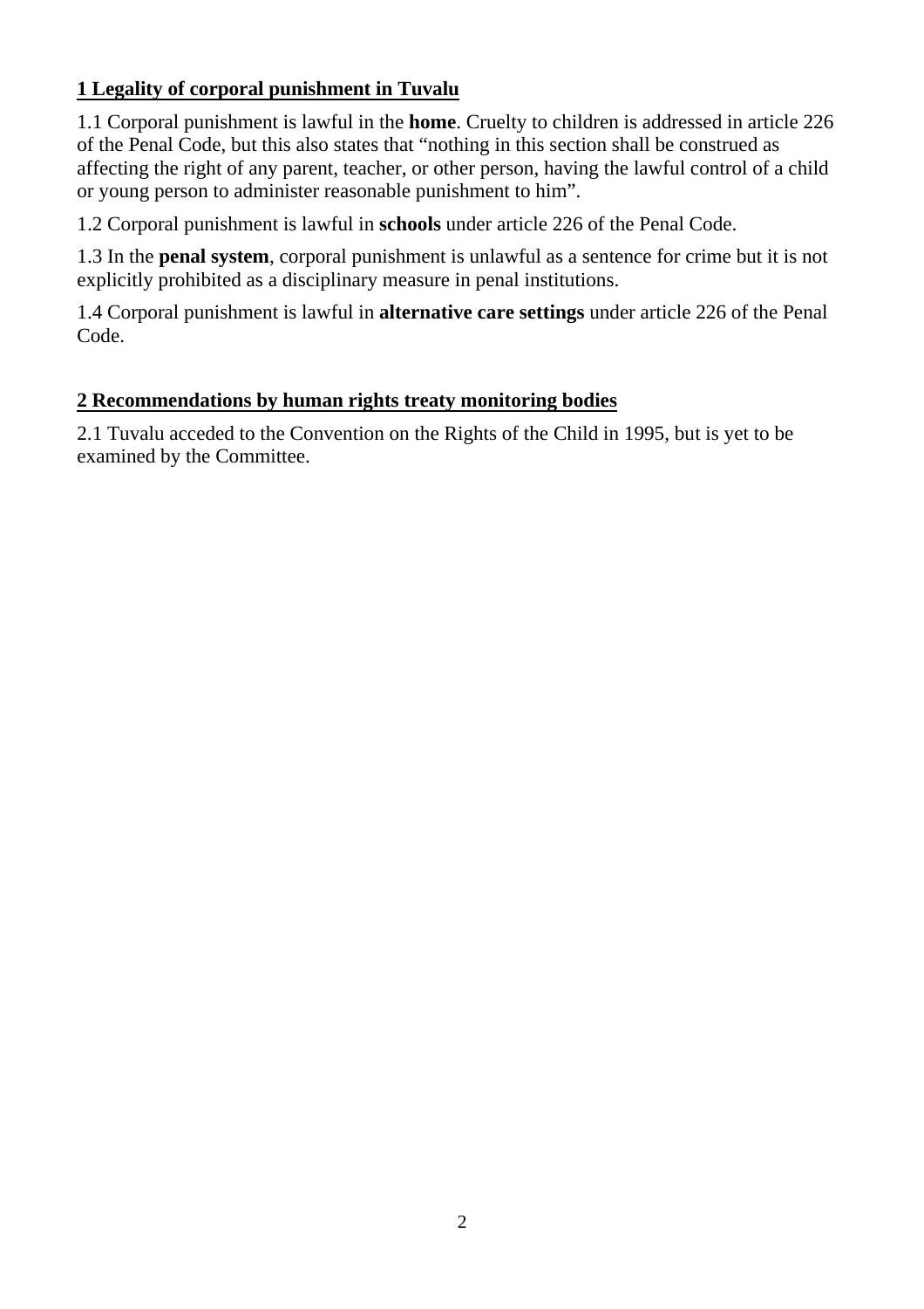## 1 Legality of corporal punishment in Tuvalu

1.1 Corporal punishment is lawful in the **home**. Cruelty to children is addressed in article 226 of the Penal Code, but this also states that "nothing in this section shall be construed as affecting the right of any parent, teacher, or other person, having the lawful control of a child or young person to administer reasonable punishment to him".

1.2 Corporal punishment is lawful in **schools** under article 226 of the Penal Code.

1.3 In the **penal system**, corporal punishment is unlawful as a sentence for crime but it is not explicitly prohibited as a disciplinary measure in penal institutions.

1.4 Corporal punishment is lawful in **alternative care settings** under article 226 of the Penal Code.

## 2 Recommendations by human rights treaty monitoring bodies

2.1 Tuvalu acceded to the Convention on the Rights of the Child in 1995, but is yet to be examined by the Committee.